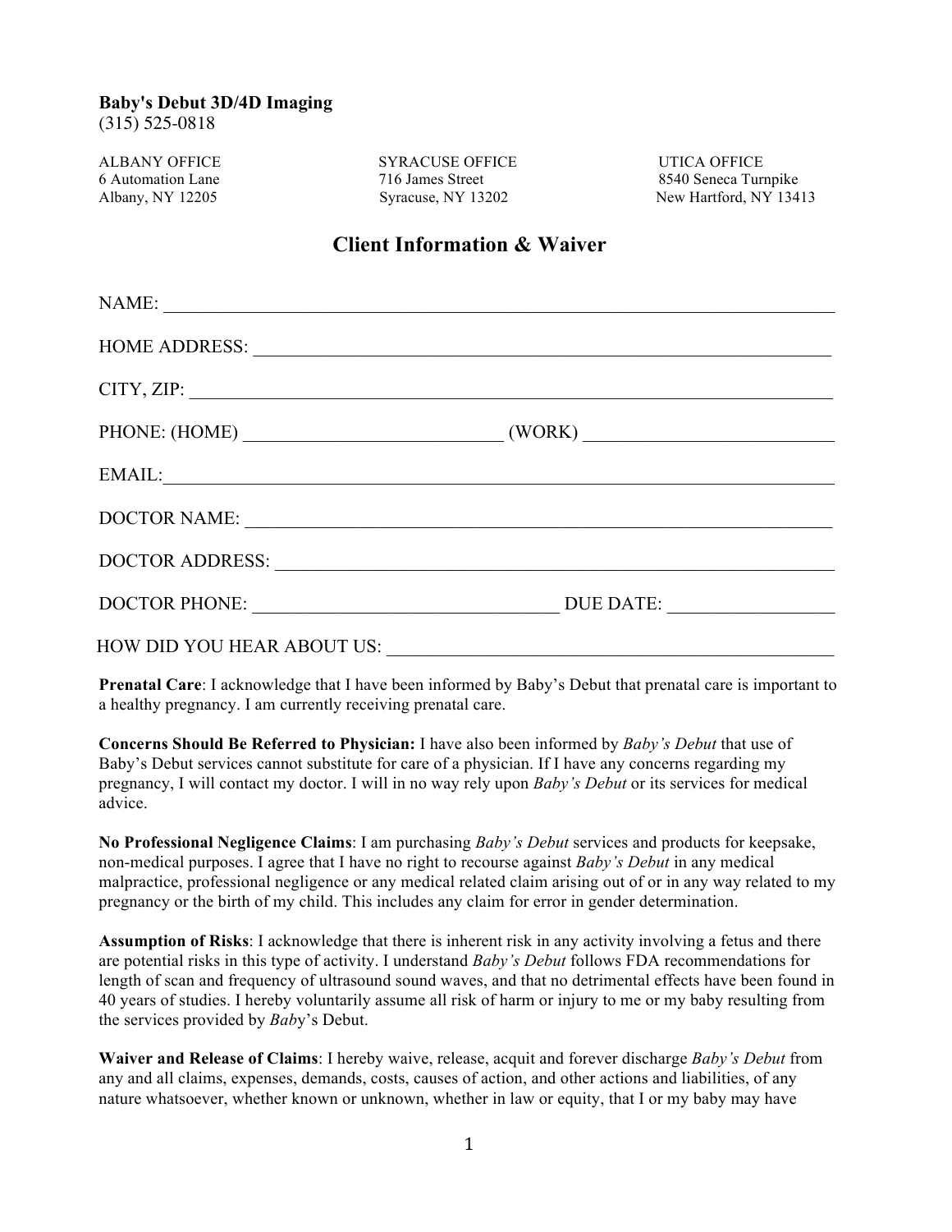**Baby's Debut 3D/4D Imaging**
(315) 525-0818

ALBANY OFFICE
6 Automation Lane
Albany, NY 12205

SYRACUSE OFFICE
716 James Street
Syracuse, NY 13202

UTICA OFFICE
8540 Seneca Turnpike
New Hartford, NY 13413

## Client Information & Waiver

NAME: ______________________________________________________________________

HOME ADDRESS: ____________________________________________________________

CITY, ZIP: _________________________________________________________________

PHONE: (HOME) ___________________________ (WORK) __________________________

EMAIL:______________________________________________________________________

DOCTOR NAME: _____________________________________________________________

DOCTOR ADDRESS: ___________________________________________________________

DOCTOR PHONE: ________________________________ DUE DATE: _________________

HOW DID YOU HEAR ABOUT US: _______________________________________________

**Prenatal Care**: I acknowledge that I have been informed by Baby's Debut that prenatal care is important to a healthy pregnancy. I am currently receiving prenatal care.

**Concerns Should Be Referred to Physician:** I have also been informed by *Baby's Debut* that use of Baby's Debut services cannot substitute for care of a physician. If I have any concerns regarding my pregnancy, I will contact my doctor. I will in no way rely upon *Baby's Debut* or its services for medical advice.

**No Professional Negligence Claims**: I am purchasing *Baby's Debut* services and products for keepsake, non-medical purposes. I agree that I have no right to recourse against *Baby's Debut* in any medical malpractice, professional negligence or any medical related claim arising out of or in any way related to my pregnancy or the birth of my child. This includes any claim for error in gender determination.

**Assumption of Risks**: I acknowledge that there is inherent risk in any activity involving a fetus and there are potential risks in this type of activity. I understand *Baby's Debut* follows FDA recommendations for length of scan and frequency of ultrasound sound waves, and that no detrimental effects have been found in 40 years of studies. I hereby voluntarily assume all risk of harm or injury to me or my baby resulting from the services provided by *Bab*y's Debut.

**Waiver and Release of Claims**: I hereby waive, release, acquit and forever discharge *Baby's Debut* from any and all claims, expenses, demands, costs, causes of action, and other actions and liabilities, of any nature whatsoever, whether known or unknown, whether in law or equity, that I or my baby may have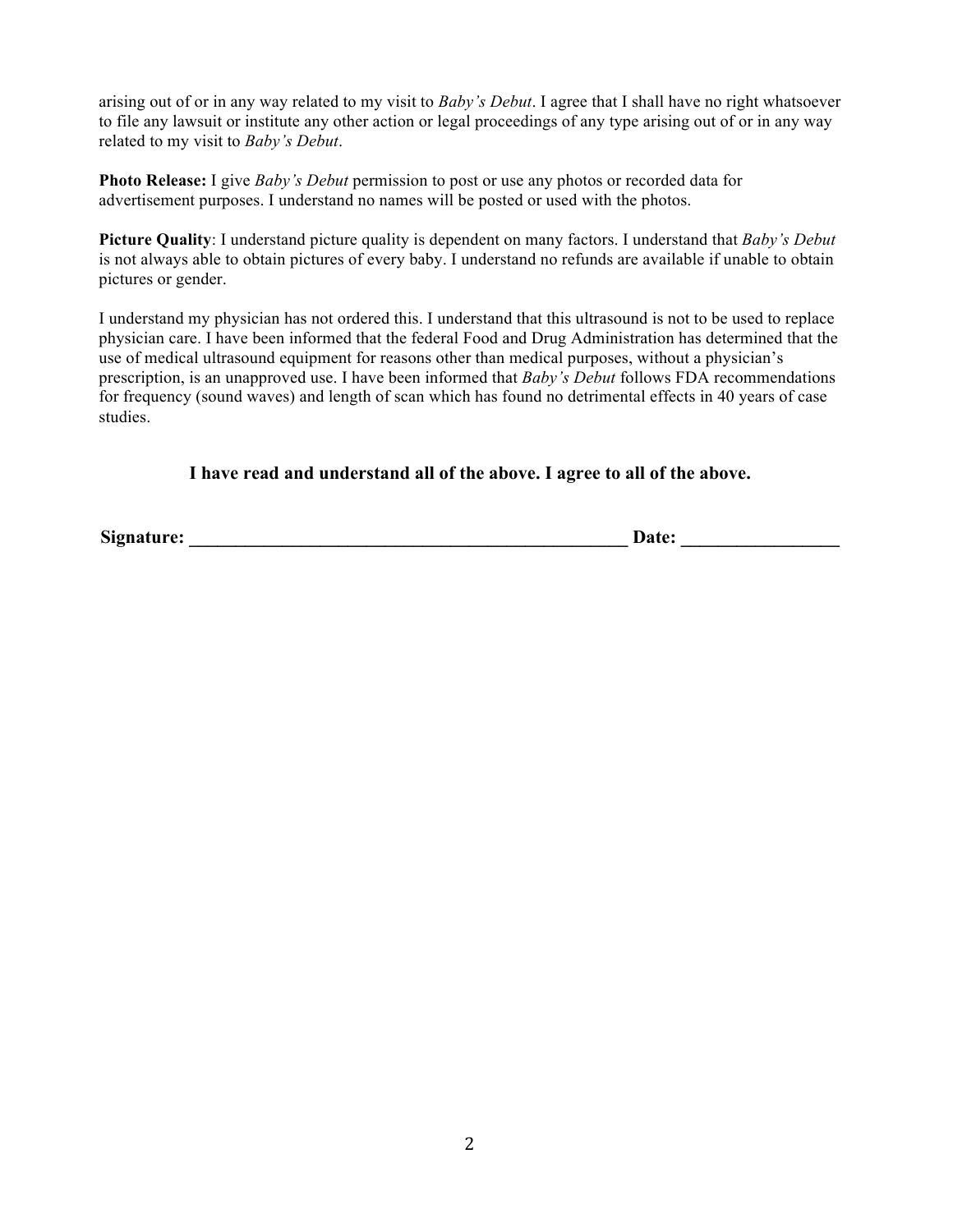arising out of or in any way related to my visit to *Baby's Debut*. I agree that I shall have no right whatsoever to file any lawsuit or institute any other action or legal proceedings of any type arising out of or in any way related to my visit to *Baby's Debut*.

**Photo Release:** I give *Baby's Debut* permission to post or use any photos or recorded data for advertisement purposes. I understand no names will be posted or used with the photos.

**Picture Quality**: I understand picture quality is dependent on many factors. I understand that *Baby's Debut* is not always able to obtain pictures of every baby. I understand no refunds are available if unable to obtain pictures or gender.

I understand my physician has not ordered this. I understand that this ultrasound is not to be used to replace physician care. I have been informed that the federal Food and Drug Administration has determined that the use of medical ultrasound equipment for reasons other than medical purposes, without a physician's prescription, is an unapproved use. I have been informed that *Baby's Debut* follows FDA recommendations for frequency (sound waves) and length of scan which has found no detrimental effects in 40 years of case studies.

**I have read and understand all of the above. I agree to all of the above.**

**Signature: \_\_\_\_\_\_\_\_\_\_\_\_\_\_\_\_\_\_\_\_\_\_\_\_\_\_\_\_\_\_\_\_\_\_\_\_\_\_\_\_\_\_\_\_\_\_\_\_ Date: \_\_\_\_\_\_\_\_\_\_\_\_\_\_\_\_\_**